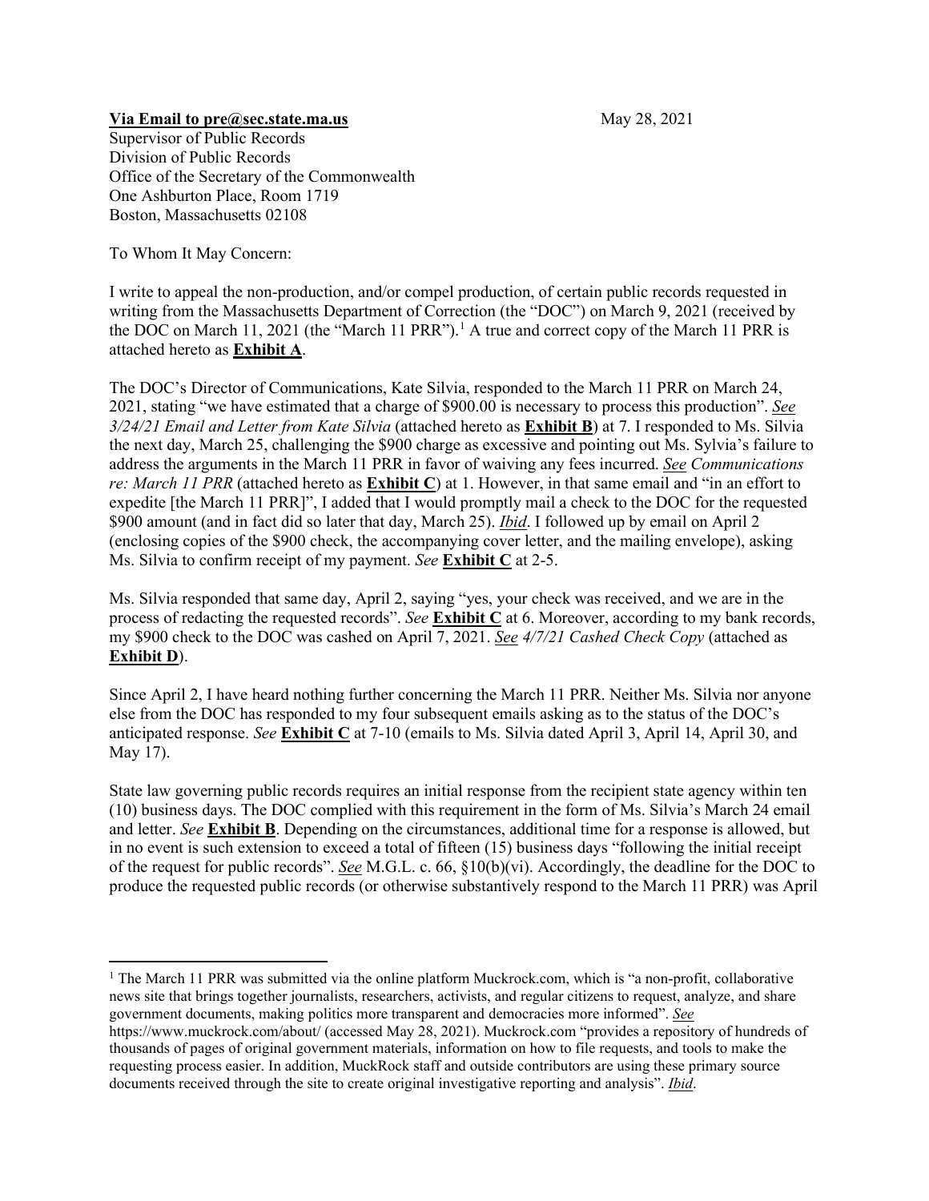**Via Email to pre@sec.state.ma.us** May 28, 2021

Supervisor of Public Records
Division of Public Records
Office of the Secretary of the Commonwealth
One Ashburton Place, Room 1719
Boston, Massachusetts 02108

To Whom It May Concern:

I write to appeal the non-production, and/or compel production, of certain public records requested in writing from the Massachusetts Department of Correction (the "DOC") on March 9, 2021 (received by the DOC on March 11, 2021 (the "March 11 PRR").[1] A true and correct copy of the March 11 PRR is attached hereto as **Exhibit A**.

The DOC's Director of Communications, Kate Silvia, responded to the March 11 PRR on March 24, 2021, stating "we have estimated that a charge of $900.00 is necessary to process this production". *See 3/24/21 Email and Letter from Kate Silvia* (attached hereto as **Exhibit B**) at 7. I responded to Ms. Silvia the next day, March 25, challenging the $900 charge as excessive and pointing out Ms. Sylvia's failure to address the arguments in the March 11 PRR in favor of waiving any fees incurred. *See Communications re: March 11 PRR* (attached hereto as **Exhibit C**) at 1. However, in that same email and "in an effort to expedite [the March 11 PRR]", I added that I would promptly mail a check to the DOC for the requested $900 amount (and in fact did so later that day, March 25). *Ibid*. I followed up by email on April 2 (enclosing copies of the $900 check, the accompanying cover letter, and the mailing envelope), asking Ms. Silvia to confirm receipt of my payment. *See* **Exhibit C** at 2-5.

Ms. Silvia responded that same day, April 2, saying "yes, your check was received, and we are in the process of redacting the requested records". *See* **Exhibit C** at 6. Moreover, according to my bank records, my $900 check to the DOC was cashed on April 7, 2021. *See 4/7/21 Cashed Check Copy* (attached as **Exhibit D**).

Since April 2, I have heard nothing further concerning the March 11 PRR. Neither Ms. Silvia nor anyone else from the DOC has responded to my four subsequent emails asking as to the status of the DOC's anticipated response. *See* **Exhibit C** at 7-10 (emails to Ms. Silvia dated April 3, April 14, April 30, and May 17).

State law governing public records requires an initial response from the recipient state agency within ten (10) business days. The DOC complied with this requirement in the form of Ms. Silvia's March 24 email and letter. *See* **Exhibit B**. Depending on the circumstances, additional time for a response is allowed, but in no event is such extension to exceed a total of fifteen (15) business days "following the initial receipt of the request for public records". *See* M.G.L. c. 66, §10(b)(vi). Accordingly, the deadline for the DOC to produce the requested public records (or otherwise substantively respond to the March 11 PRR) was April

---

[1] The March 11 PRR was submitted via the online platform Muckrock.com, which is "a non-profit, collaborative news site that brings together journalists, researchers, activists, and regular citizens to request, analyze, and share government documents, making politics more transparent and democracies more informed". *See* https://www.muckrock.com/about/ (accessed May 28, 2021). Muckrock.com "provides a repository of hundreds of thousands of pages of original government materials, information on how to file requests, and tools to make the requesting process easier. In addition, MuckRock staff and outside contributors are using these primary source documents received through the site to create original investigative reporting and analysis". *Ibid*.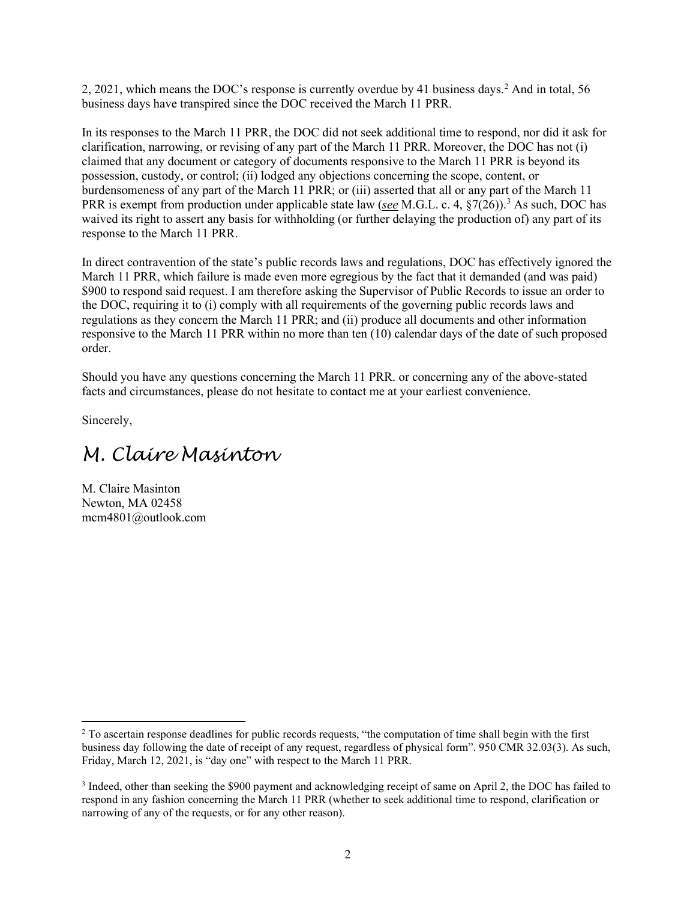2, 2021, which means the DOC's response is currently overdue by 41 business days.[2] And in total, 56 business days have transpired since the DOC received the March 11 PRR.

In its responses to the March 11 PRR, the DOC did not seek additional time to respond, nor did it ask for clarification, narrowing, or revising of any part of the March 11 PRR. Moreover, the DOC has not (i) claimed that any document or category of documents responsive to the March 11 PRR is beyond its possession, custody, or control; (ii) lodged any objections concerning the scope, content, or burdensomeness of any part of the March 11 PRR; or (iii) asserted that all or any part of the March 11 PRR is exempt from production under applicable state law (*see* M.G.L. c. 4, §7(26)).[3] As such, DOC has waived its right to assert any basis for withholding (or further delaying the production of) any part of its response to the March 11 PRR.

In direct contravention of the state's public records laws and regulations, DOC has effectively ignored the March 11 PRR, which failure is made even more egregious by the fact that it demanded (and was paid) $900 to respond said request. I am therefore asking the Supervisor of Public Records to issue an order to the DOC, requiring it to (i) comply with all requirements of the governing public records laws and regulations as they concern the March 11 PRR; and (ii) produce all documents and other information responsive to the March 11 PRR within no more than ten (10) calendar days of the date of such proposed order.

Should you have any questions concerning the March 11 PRR. or concerning any of the above-stated facts and circumstances, please do not hesitate to contact me at your earliest convenience.

Sincerely,

*M. Claire Masinton*

M. Claire Masinton
Newton, MA 02458
mcm4801@outlook.com

---

[2] To ascertain response deadlines for public records requests, "the computation of time shall begin with the first business day following the date of receipt of any request, regardless of physical form". 950 CMR 32.03(3). As such, Friday, March 12, 2021, is "day one" with respect to the March 11 PRR.

[3] Indeed, other than seeking the $900 payment and acknowledging receipt of same on April 2, the DOC has failed to respond in any fashion concerning the March 11 PRR (whether to seek additional time to respond, clarification or narrowing of any of the requests, or for any other reason).